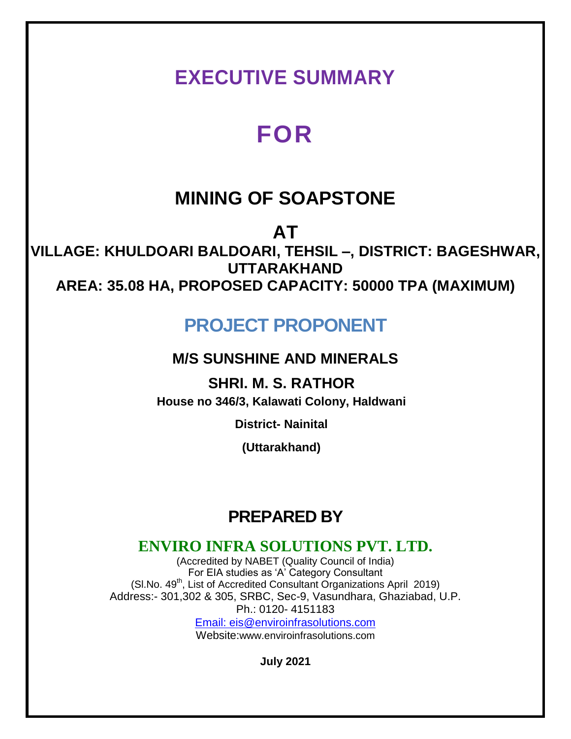# EXECUTIVE SUMMARY

# FOR

## MINING OF SOAPSTONE

## AT

**VILLAGE: KHULDOARI BALDOARI, TEHSIL –, DISTRICT: BAGESHWAR, UTTARAKHAND**

**AREA: 35.08 HA, PROPOSED CAPACITY: 50000 TPA (MAXIMUM)**

## PROJECT PROPONENT

### M/S SUNSHINE AND MINERALS

### SHRI. M. S. RATHOR

**House no 346/3, Kalawati Colony, Haldwani**

**District- Nainital**

**(Uttarakhand)**

## PREPARED BY

### ENVIRO INFRA SOLUTIONS PVT. LTD.

(Accredited by NABET (Quality Council of India)
For EIA studies as 'A' Category Consultant
(Sl.No. 49th, List of Accredited Consultant Organizations April 2019)
Address:- 301,302 & 305, SRBC, Sec-9, Vasundhara, Ghaziabad, U.P.
Ph.: 0120- 4151183
Email: eis@enviroinfrasolutions.com
Website:www.enviroinfrasolutions.com

**July 2021**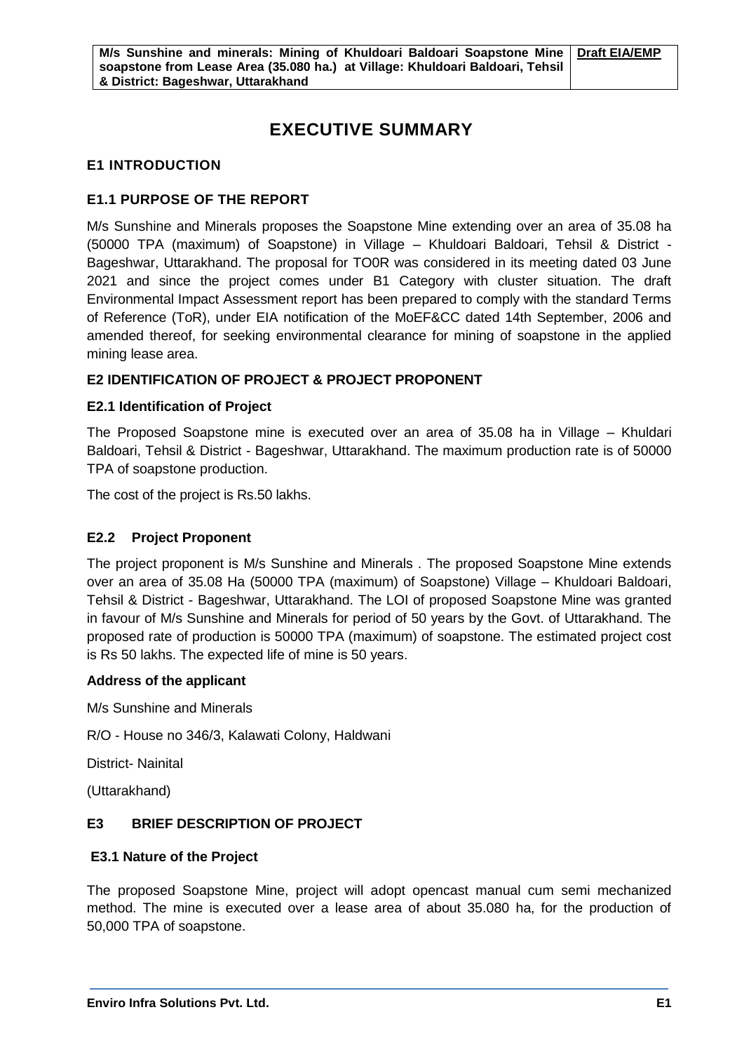# EXECUTIVE SUMMARY

## E1 INTRODUCTION

### E1.1 PURPOSE OF THE REPORT

M/s Sunshine and Minerals proposes the Soapstone Mine extending over an area of 35.08 ha (50000 TPA (maximum) of Soapstone) in Village – Khuldoari Baldoari, Tehsil & District - Bageshwar, Uttarakhand. The proposal for TO0R was considered in its meeting dated 03 June 2021 and since the project comes under B1 Category with cluster situation. The draft Environmental Impact Assessment report has been prepared to comply with the standard Terms of Reference (ToR), under EIA notification of the MoEF&CC dated 14th September, 2006 and amended thereof, for seeking environmental clearance for mining of soapstone in the applied mining lease area.

## E2 IDENTIFICATION OF PROJECT & PROJECT PROPONENT

### E2.1 Identification of Project

The Proposed Soapstone mine is executed over an area of 35.08 ha in Village – Khuldari Baldoari, Tehsil & District - Bageshwar, Uttarakhand. The maximum production rate is of 50000 TPA of soapstone production.

The cost of the project is Rs.50 lakhs.

### E2.2 Project Proponent

The project proponent is M/s Sunshine and Minerals . The proposed Soapstone Mine extends over an area of 35.08 Ha (50000 TPA (maximum) of Soapstone) Village – Khuldoari Baldoari, Tehsil & District - Bageshwar, Uttarakhand. The LOI of proposed Soapstone Mine was granted in favour of M/s Sunshine and Minerals for period of 50 years by the Govt. of Uttarakhand. The proposed rate of production is 50000 TPA (maximum) of soapstone. The estimated project cost is Rs 50 lakhs. The expected life of mine is 50 years.

**Address of the applicant**

M/s Sunshine and Minerals

R/O - House no 346/3, Kalawati Colony, Haldwani

District- Nainital

(Uttarakhand)

## E3 BRIEF DESCRIPTION OF PROJECT

### E3.1 Nature of the Project

The proposed Soapstone Mine, project will adopt opencast manual cum semi mechanized method. The mine is executed over a lease area of about 35.080 ha, for the production of 50,000 TPA of soapstone.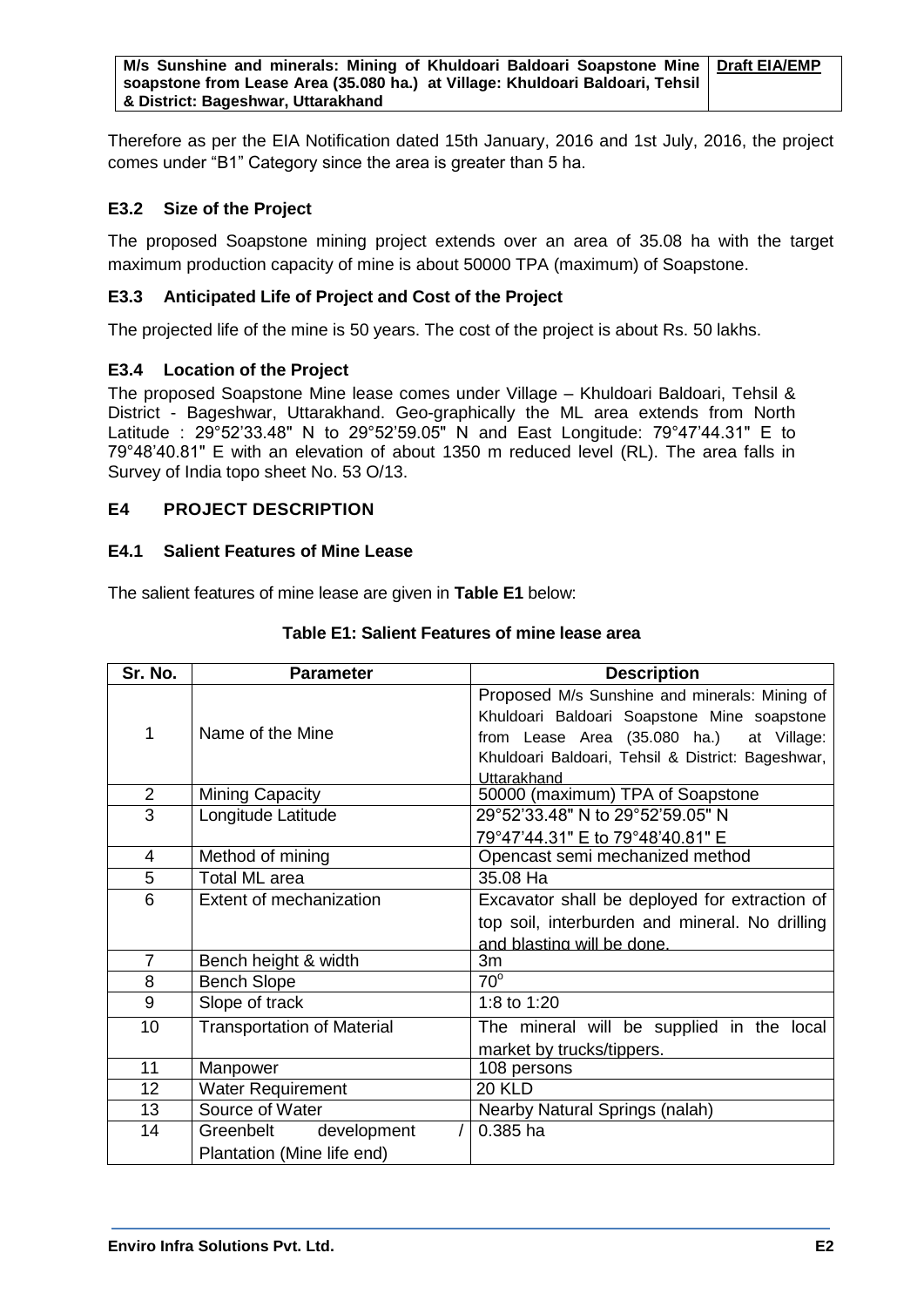Therefore as per the EIA Notification dated 15th January, 2016 and 1st July, 2016, the project comes under "B1" Category since the area is greater than 5 ha.

### E3.2 Size of the Project

The proposed Soapstone mining project extends over an area of 35.08 ha with the target maximum production capacity of mine is about 50000 TPA (maximum) of Soapstone.

### E3.3 Anticipated Life of Project and Cost of the Project

The projected life of the mine is 50 years. The cost of the project is about Rs. 50 lakhs.

### E3.4 Location of the Project

The proposed Soapstone Mine lease comes under Village – Khuldoari Baldoari, Tehsil & District - Bageshwar, Uttarakhand. Geo-graphically the ML area extends from North Latitude : 29°52'33.48" N to 29°52'59.05" N and East Longitude: 79°47'44.31" E to 79°48'40.81" E with an elevation of about 1350 m reduced level (RL). The area falls in Survey of India topo sheet No. 53 O/13.

## E4 PROJECT DESCRIPTION

### E4.1 Salient Features of Mine Lease

The salient features of mine lease are given in **Table E1** below:

**Table E1: Salient Features of mine lease area**

| Sr. No. | Parameter | Description |
|---|---|---|
| 1 | Name of the Mine | Proposed M/s Sunshine and minerals: Mining of Khuldoari Baldoari Soapstone Mine soapstone from Lease Area (35.080 ha.) at Village: Khuldoari Baldoari, Tehsil & District: Bageshwar, Uttarakhand |
| 2 | Mining Capacity | 50000 (maximum) TPA of Soapstone |
| 3 | Longitude Latitude | 29°52'33.48" N to 29°52'59.05" N<br>79°47'44.31" E to 79°48'40.81" E |
| 4 | Method of mining | Opencast semi mechanized method |
| 5 | Total ML area | 35.08 Ha |
| 6 | Extent of mechanization | Excavator shall be deployed for extraction of top soil, interburden and mineral. No drilling and blasting will be done. |
| 7 | Bench height & width | 3m |
| 8 | Bench Slope | $70^{o}$ |
| 9 | Slope of track | 1:8 to 1:20 |
| 10 | Transportation of Material | The mineral will be supplied in the local market by trucks/tippers. |
| 11 | Manpower | 108 persons |
| 12 | Water Requirement | 20 KLD |
| 13 | Source of Water | Nearby Natural Springs (nalah) |
| 14 | Greenbelt development / Plantation (Mine life end) | 0.385 ha |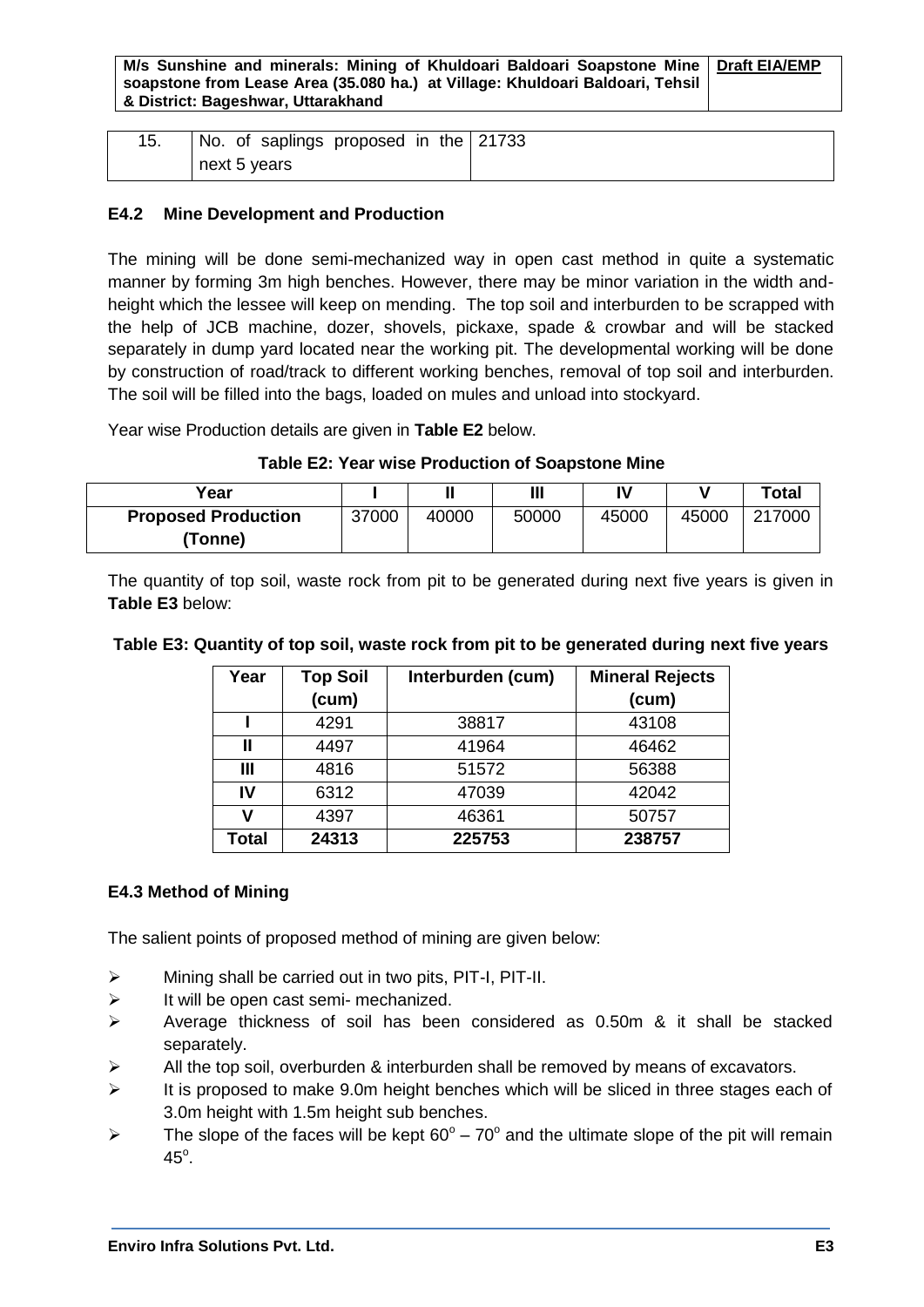| 15. | No. of saplings proposed in the next 5 years | 21733 |
|---|---|---|

### E4.2 Mine Development and Production

The mining will be done semi-mechanized way in open cast method in quite a systematic manner by forming 3m high benches. However, there may be minor variation in the width and-height which the lessee will keep on mending. The top soil and interburden to be scrapped with the help of JCB machine, dozer, shovels, pickaxe, spade & crowbar and will be stacked separately in dump yard located near the working pit. The developmental working will be done by construction of road/track to different working benches, removal of top soil and interburden. The soil will be filled into the bags, loaded on mules and unload into stockyard.

Year wise Production details are given in **Table E2** below.

**Table E2: Year wise Production of Soapstone Mine**

| Year | I | II | III | IV | V | Total |
|---|---|---|---|---|---|---|
| **Proposed Production (Tonne)** | 37000 | 40000 | 50000 | 45000 | 45000 | 217000 |

The quantity of top soil, waste rock from pit to be generated during next five years is given in **Table E3** below:

**Table E3: Quantity of top soil, waste rock from pit to be generated during next five years**

| Year | Top Soil (cum) | Interburden (cum) | Mineral Rejects (cum) |
|---|---|---|---|
| **I** | 4291 | 38817 | 43108 |
| **II** | 4497 | 41964 | 46462 |
| **III** | 4816 | 51572 | 56388 |
| **IV** | 6312 | 47039 | 42042 |
| **V** | 4397 | 46361 | 50757 |
| **Total** | **24313** | **225753** | **238757** |

### E4.3 Method of Mining

The salient points of proposed method of mining are given below:

- Mining shall be carried out in two pits, PIT-I, PIT-II.
- It will be open cast semi- mechanized.
- Average thickness of soil has been considered as 0.50m & it shall be stacked separately.
- All the top soil, overburden & interburden shall be removed by means of excavators.
- It is proposed to make 9.0m height benches which will be sliced in three stages each of 3.0m height with 1.5m height sub benches.
- The slope of the faces will be kept $60^o$ – $70^o$ and the ultimate slope of the pit will remain $45^o$.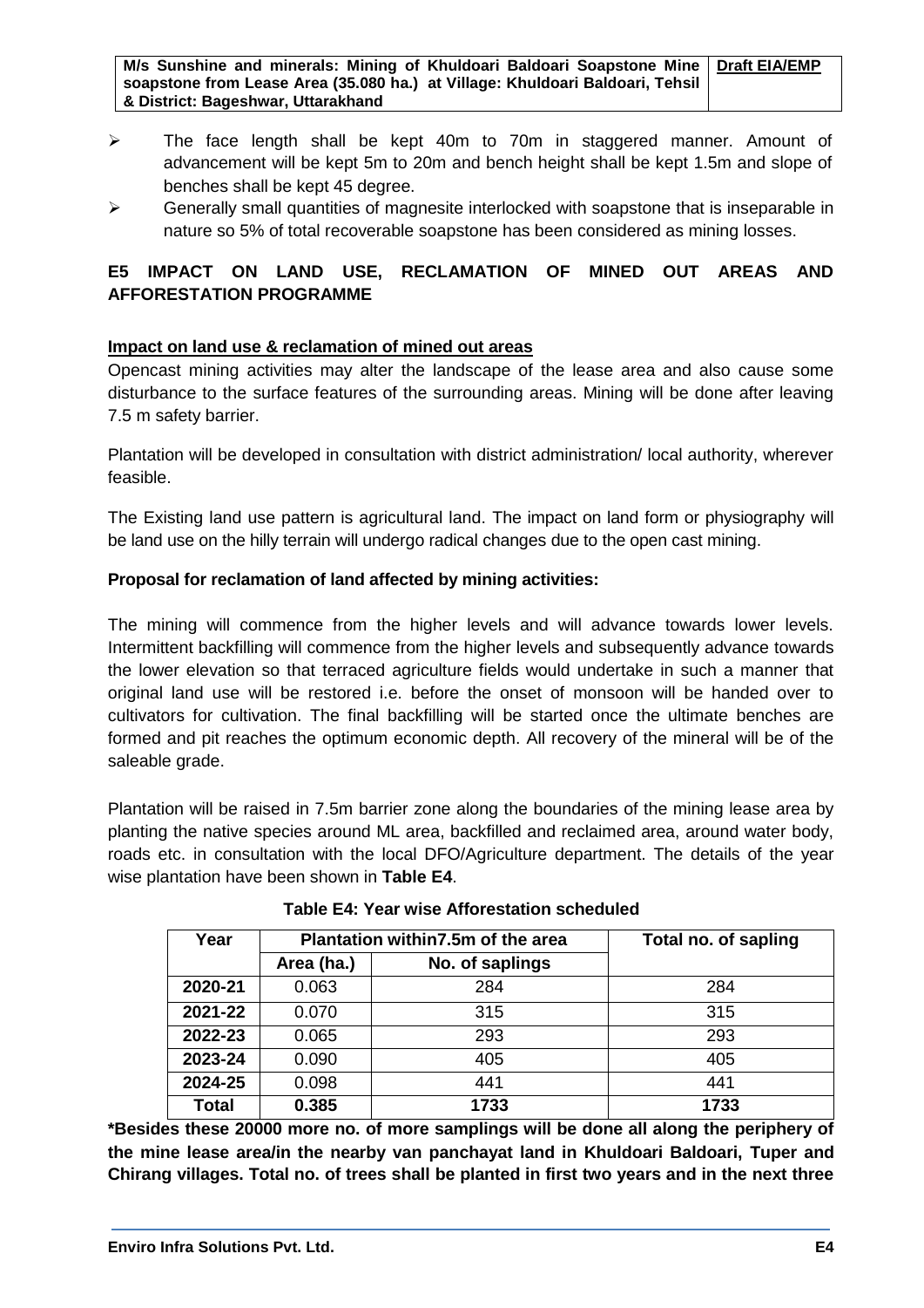- The face length shall be kept 40m to 70m in staggered manner. Amount of advancement will be kept 5m to 20m and bench height shall be kept 1.5m and slope of benches shall be kept 45 degree.
- Generally small quantities of magnesite interlocked with soapstone that is inseparable in nature so 5% of total recoverable soapstone has been considered as mining losses.

## E5 IMPACT ON LAND USE, RECLAMATION OF MINED OUT AREAS AND AFFORESTATION PROGRAMME

### Impact on land use & reclamation of mined out areas

Opencast mining activities may alter the landscape of the lease area and also cause some disturbance to the surface features of the surrounding areas. Mining will be done after leaving 7.5 m safety barrier.

Plantation will be developed in consultation with district administration/ local authority, wherever feasible.

The Existing land use pattern is agricultural land. The impact on land form or physiography will be land use on the hilly terrain will undergo radical changes due to the open cast mining.

**Proposal for reclamation of land affected by mining activities:**

The mining will commence from the higher levels and will advance towards lower levels. Intermittent backfilling will commence from the higher levels and subsequently advance towards the lower elevation so that terraced agriculture fields would undertake in such a manner that original land use will be restored i.e. before the onset of monsoon will be handed over to cultivators for cultivation. The final backfilling will be started once the ultimate benches are formed and pit reaches the optimum economic depth. All recovery of the mineral will be of the saleable grade.

Plantation will be raised in 7.5m barrier zone along the boundaries of the mining lease area by planting the native species around ML area, backfilled and reclaimed area, around water body, roads etc. in consultation with the local DFO/Agriculture department. The details of the year wise plantation have been shown in **Table E4**.

**Table E4: Year wise Afforestation scheduled**

| Year | Plantation within7.5m of the area | | Total no. of sapling |
|---|---|---|---|
| | Area (ha.) | No. of saplings | |
| **2020-21** | 0.063 | 284 | 284 |
| **2021-22** | 0.070 | 315 | 315 |
| **2022-23** | 0.065 | 293 | 293 |
| **2023-24** | 0.090 | 405 | 405 |
| **2024-25** | 0.098 | 441 | 441 |
| **Total** | **0.385** | **1733** | **1733** |

**\*Besides these 20000 more no. of samplings will be done all along the periphery of the mine lease area/in the nearby van panchayat land in Khuldoari Baldoari, Tuper and Chirang villages. Total no. of trees shall be planted in first two years and in the next three**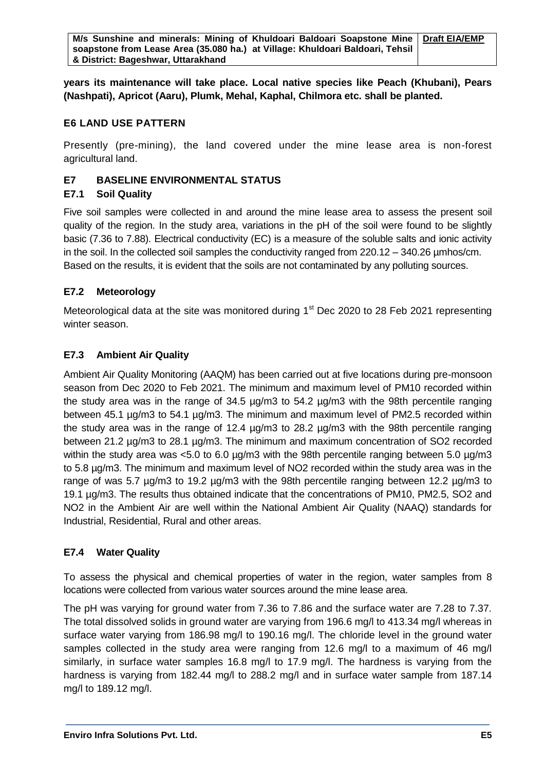**years its maintenance will take place. Local native species like Peach (Khubani), Pears (Nashpati), Apricot (Aaru), Plumk, Mehal, Kaphal, Chilmora etc. shall be planted.**

## E6 LAND USE PATTERN

Presently (pre-mining), the land covered under the mine lease area is non-forest agricultural land.

## E7 BASELINE ENVIRONMENTAL STATUS

### E7.1 Soil Quality

Five soil samples were collected in and around the mine lease area to assess the present soil quality of the region. In the study area, variations in the pH of the soil were found to be slightly basic (7.36 to 7.88). Electrical conductivity (EC) is a measure of the soluble salts and ionic activity in the soil. In the collected soil samples the conductivity ranged from 220.12 – 340.26 µmhos/cm. Based on the results, it is evident that the soils are not contaminated by any polluting sources.

### E7.2 Meteorology

Meteorological data at the site was monitored during 1st Dec 2020 to 28 Feb 2021 representing winter season.

### E7.3 Ambient Air Quality

Ambient Air Quality Monitoring (AAQM) has been carried out at five locations during pre-monsoon season from Dec 2020 to Feb 2021. The minimum and maximum level of PM10 recorded within the study area was in the range of 34.5 µg/m3 to 54.2 µg/m3 with the 98th percentile ranging between 45.1 µg/m3 to 54.1 µg/m3. The minimum and maximum level of PM2.5 recorded within the study area was in the range of 12.4 µg/m3 to 28.2 µg/m3 with the 98th percentile ranging between 21.2 µg/m3 to 28.1 µg/m3. The minimum and maximum concentration of SO2 recorded within the study area was <5.0 to 6.0 µg/m3 with the 98th percentile ranging between 5.0 µg/m3 to 5.8 µg/m3. The minimum and maximum level of NO2 recorded within the study area was in the range of was 5.7 µg/m3 to 19.2 µg/m3 with the 98th percentile ranging between 12.2 µg/m3 to 19.1 µg/m3. The results thus obtained indicate that the concentrations of PM10, PM2.5, SO2 and NO2 in the Ambient Air are well within the National Ambient Air Quality (NAAQ) standards for Industrial, Residential, Rural and other areas.

### E7.4 Water Quality

To assess the physical and chemical properties of water in the region, water samples from 8 locations were collected from various water sources around the mine lease area.

The pH was varying for ground water from 7.36 to 7.86 and the surface water are 7.28 to 7.37. The total dissolved solids in ground water are varying from 196.6 mg/l to 413.34 mg/l whereas in surface water varying from 186.98 mg/l to 190.16 mg/l. The chloride level in the ground water samples collected in the study area were ranging from 12.6 mg/l to a maximum of 46 mg/l similarly, in surface water samples 16.8 mg/l to 17.9 mg/l. The hardness is varying from the hardness is varying from 182.44 mg/l to 288.2 mg/l and in surface water sample from 187.14 mg/l to 189.12 mg/l.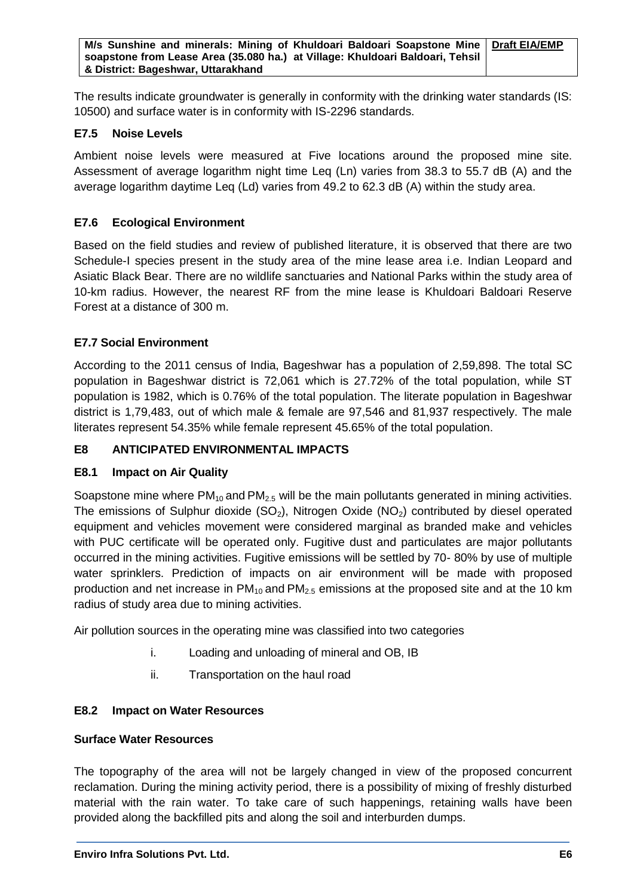The results indicate groundwater is generally in conformity with the drinking water standards (IS: 10500) and surface water is in conformity with IS-2296 standards.

### E7.5 Noise Levels

Ambient noise levels were measured at Five locations around the proposed mine site. Assessment of average logarithm night time Leq (Ln) varies from 38.3 to 55.7 dB (A) and the average logarithm daytime Leq (Ld) varies from 49.2 to 62.3 dB (A) within the study area.

### E7.6 Ecological Environment

Based on the field studies and review of published literature, it is observed that there are two Schedule-I species present in the study area of the mine lease area i.e. Indian Leopard and Asiatic Black Bear. There are no wildlife sanctuaries and National Parks within the study area of 10-km radius. However, the nearest RF from the mine lease is Khuldoari Baldoari Reserve Forest at a distance of 300 m.

### E7.7 Social Environment

According to the 2011 census of India, Bageshwar has a population of 2,59,898. The total SC population in Bageshwar district is 72,061 which is 27.72% of the total population, while ST population is 1982, which is 0.76% of the total population. The literate population in Bageshwar district is 1,79,483, out of which male & female are 97,546 and 81,937 respectively. The male literates represent 54.35% while female represent 45.65% of the total population.

## E8 ANTICIPATED ENVIRONMENTAL IMPACTS

### E8.1 Impact on Air Quality

Soapstone mine where $PM_{10}$ and $PM_{2.5}$ will be the main pollutants generated in mining activities. The emissions of Sulphur dioxide ($SO_2$), Nitrogen Oxide ($NO_2$) contributed by diesel operated equipment and vehicles movement were considered marginal as branded make and vehicles with PUC certificate will be operated only. Fugitive dust and particulates are major pollutants occurred in the mining activities. Fugitive emissions will be settled by 70- 80% by use of multiple water sprinklers. Prediction of impacts on air environment will be made with proposed production and net increase in $PM_{10}$ and $PM_{2.5}$ emissions at the proposed site and at the 10 km radius of study area due to mining activities.

Air pollution sources in the operating mine was classified into two categories

i. Loading and unloading of mineral and OB, IB

ii. Transportation on the haul road

### E8.2 Impact on Water Resources

**Surface Water Resources**

The topography of the area will not be largely changed in view of the proposed concurrent reclamation. During the mining activity period, there is a possibility of mixing of freshly disturbed material with the rain water. To take care of such happenings, retaining walls have been provided along the backfilled pits and along the soil and interburden dumps.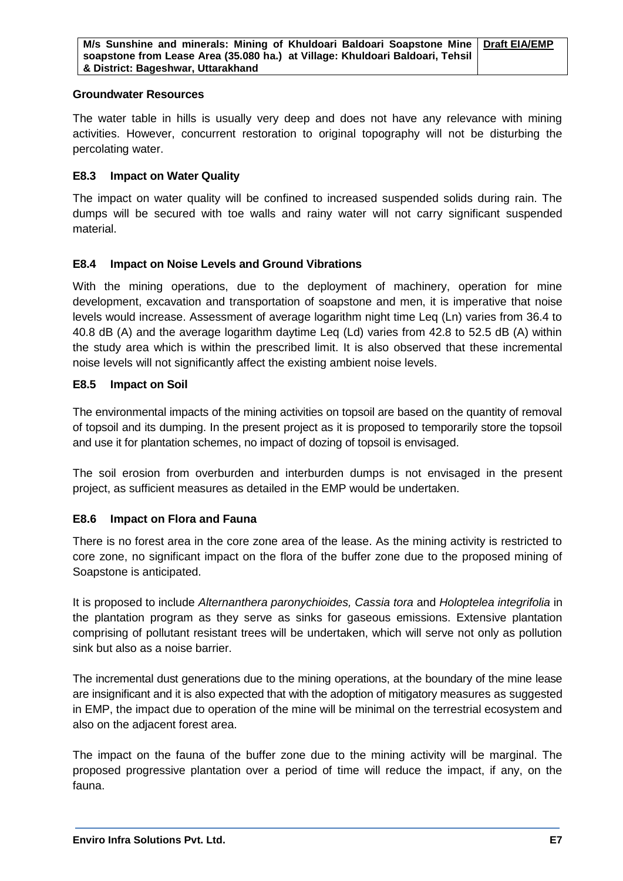**Groundwater Resources**

The water table in hills is usually very deep and does not have any relevance with mining activities. However, concurrent restoration to original topography will not be disturbing the percolating water.

### E8.3 Impact on Water Quality

The impact on water quality will be confined to increased suspended solids during rain. The dumps will be secured with toe walls and rainy water will not carry significant suspended material.

### E8.4 Impact on Noise Levels and Ground Vibrations

With the mining operations, due to the deployment of machinery, operation for mine development, excavation and transportation of soapstone and men, it is imperative that noise levels would increase. Assessment of average logarithm night time Leq (Ln) varies from 36.4 to 40.8 dB (A) and the average logarithm daytime Leq (Ld) varies from 42.8 to 52.5 dB (A) within the study area which is within the prescribed limit. It is also observed that these incremental noise levels will not significantly affect the existing ambient noise levels.

### E8.5 Impact on Soil

The environmental impacts of the mining activities on topsoil are based on the quantity of removal of topsoil and its dumping. In the present project as it is proposed to temporarily store the topsoil and use it for plantation schemes, no impact of dozing of topsoil is envisaged.

The soil erosion from overburden and interburden dumps is not envisaged in the present project, as sufficient measures as detailed in the EMP would be undertaken.

### E8.6 Impact on Flora and Fauna

There is no forest area in the core zone area of the lease. As the mining activity is restricted to core zone, no significant impact on the flora of the buffer zone due to the proposed mining of Soapstone is anticipated.

It is proposed to include *Alternanthera paronychioides, Cassia tora* and *Holoptelea integrifolia* in the plantation program as they serve as sinks for gaseous emissions. Extensive plantation comprising of pollutant resistant trees will be undertaken, which will serve not only as pollution sink but also as a noise barrier.

The incremental dust generations due to the mining operations, at the boundary of the mine lease are insignificant and it is also expected that with the adoption of mitigatory measures as suggested in EMP, the impact due to operation of the mine will be minimal on the terrestrial ecosystem and also on the adjacent forest area.

The impact on the fauna of the buffer zone due to the mining activity will be marginal. The proposed progressive plantation over a period of time will reduce the impact, if any, on the fauna.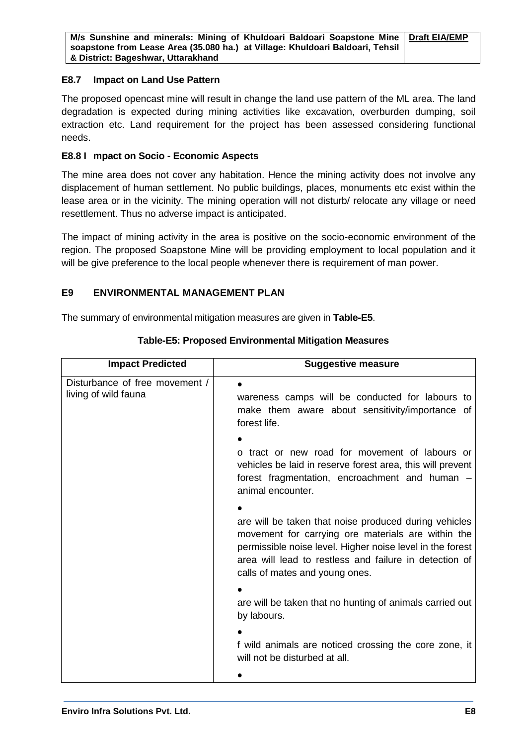### E8.7 Impact on Land Use Pattern

The proposed opencast mine will result in change the land use pattern of the ML area. The land degradation is expected during mining activities like excavation, overburden dumping, soil extraction etc. Land requirement for the project has been assessed considering functional needs.

### E8.8 I mpact on Socio - Economic Aspects

The mine area does not cover any habitation. Hence the mining activity does not involve any displacement of human settlement. No public buildings, places, monuments etc exist within the lease area or in the vicinity. The mining operation will not disturb/ relocate any village or need resettlement. Thus no adverse impact is anticipated.

The impact of mining activity in the area is positive on the socio-economic environment of the region. The proposed Soapstone Mine will be providing employment to local population and it will be give preference to the local people whenever there is requirement of man power.

## E9 ENVIRONMENTAL MANAGEMENT PLAN

The summary of environmental mitigation measures are given in **Table-E5**.

**Table-E5: Proposed Environmental Mitigation Measures**

| Impact Predicted | Suggestive measure |
|---|---|
| Disturbance of free movement / living of wild fauna | • wareness camps will be conducted for labours to make them aware about sensitivity/importance of forest life.<br>• o tract or new road for movement of labours or vehicles be laid in reserve forest area, this will prevent forest fragmentation, encroachment and human – animal encounter.<br>• are will be taken that noise produced during vehicles movement for carrying ore materials are within the permissible noise level. Higher noise level in the forest area will lead to restless and failure in detection of calls of mates and young ones.<br>• are will be taken that no hunting of animals carried out by labours.<br>• f wild animals are noticed crossing the core zone, it will not be disturbed at all.<br>• |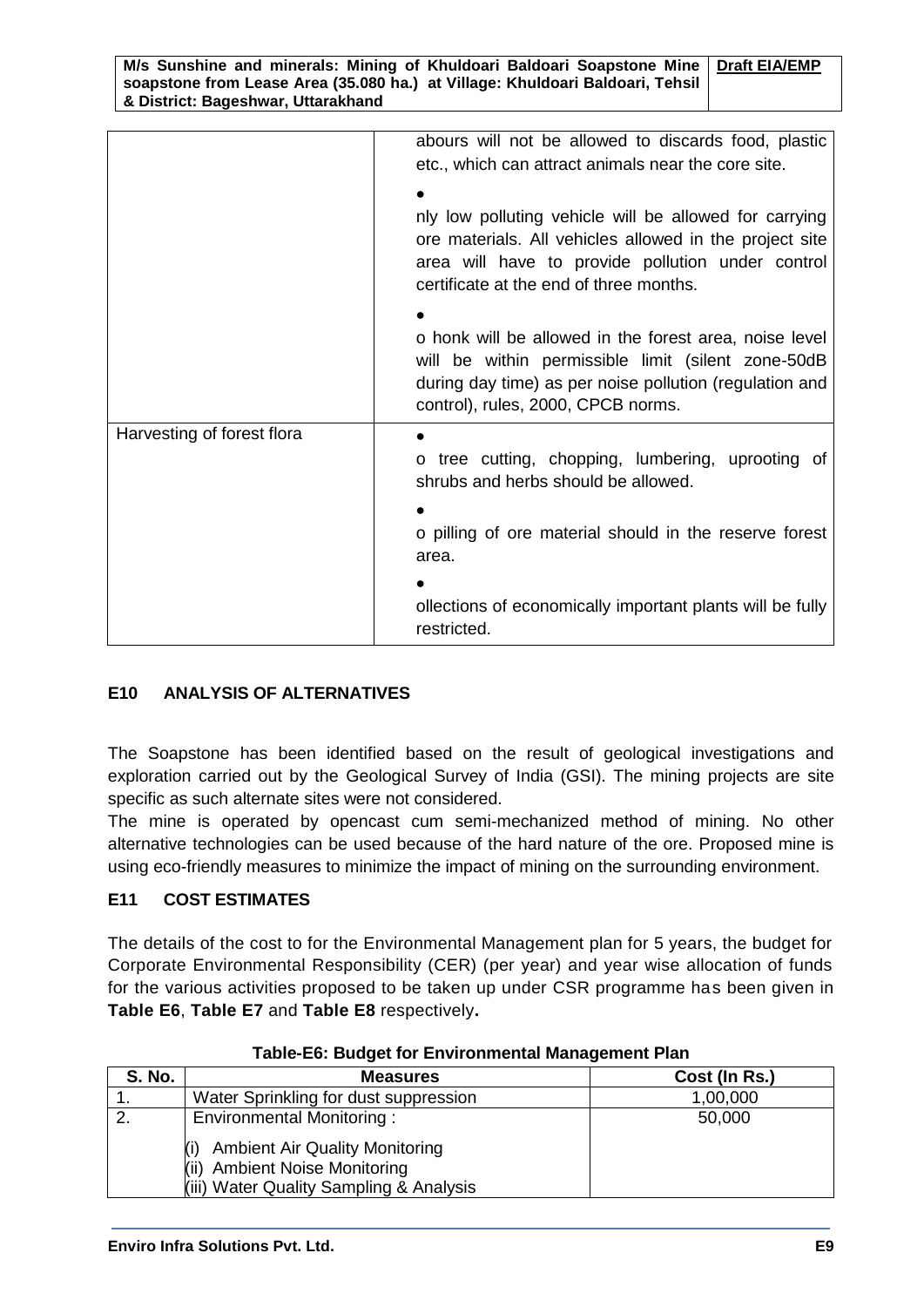| | |
|---|---|
| | abours will not be allowed to discards food, plastic etc., which can attract animals near the core site.<br>• <br>nly low polluting vehicle will be allowed for carrying ore materials. All vehicles allowed in the project site area will have to provide pollution under control certificate at the end of three months.<br>• <br>o honk will be allowed in the forest area, noise level will be within permissible limit (silent zone-50dB during day time) as per noise pollution (regulation and control), rules, 2000, CPCB norms. |
| Harvesting of forest flora | • <br>o tree cutting, chopping, lumbering, uprooting of shrubs and herbs should be allowed.<br>• <br>o pilling of ore material should in the reserve forest area.<br>• <br>ollections of economically important plants will be fully restricted. |

## E10 ANALYSIS OF ALTERNATIVES

The Soapstone has been identified based on the result of geological investigations and exploration carried out by the Geological Survey of India (GSI). The mining projects are site specific as such alternate sites were not considered.

The mine is operated by opencast cum semi-mechanized method of mining. No other alternative technologies can be used because of the hard nature of the ore. Proposed mine is using eco-friendly measures to minimize the impact of mining on the surrounding environment.

## E11 COST ESTIMATES

The details of the cost to for the Environmental Management plan for 5 years, the budget for Corporate Environmental Responsibility (CER) (per year) and year wise allocation of funds for the various activities proposed to be taken up under CSR programme has been given in **Table E6**, **Table E7** and **Table E8** respectively**.**

**Table-E6: Budget for Environmental Management Plan**

| S. No. | Measures | Cost (In Rs.) |
|---|---|---|
| 1. | Water Sprinkling for dust suppression | 1,00,000 |
| 2. | Environmental Monitoring :<br>(i) Ambient Air Quality Monitoring<br>(ii) Ambient Noise Monitoring<br>(iii) Water Quality Sampling & Analysis | 50,000 |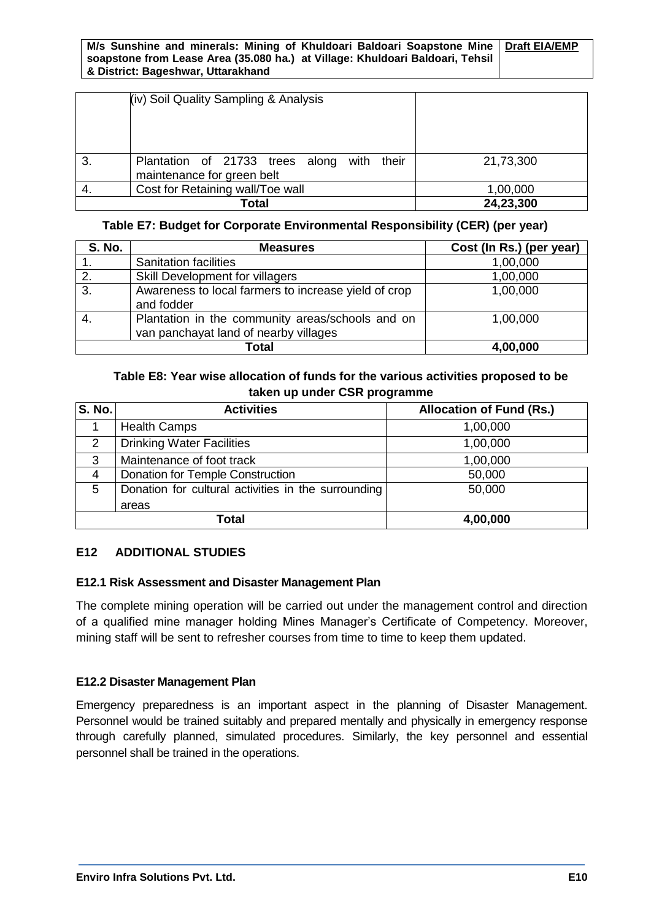|  | (iv) Soil Quality Sampling & Analysis |  |
|---|---|---|
| 3. | Plantation of 21733 trees along with their maintenance for green belt | 21,73,300 |
| 4. | Cost for Retaining wall/Toe wall | 1,00,000 |
| **Total** | | **24,23,300** |

**Table E7: Budget for Corporate Environmental Responsibility (CER) (per year)**

| S. No. | Measures | Cost (In Rs.) (per year) |
|---|---|---|
| 1. | Sanitation facilities | 1,00,000 |
| 2. | Skill Development for villagers | 1,00,000 |
| 3. | Awareness to local farmers to increase yield of crop and fodder | 1,00,000 |
| 4. | Plantation in the community areas/schools and on van panchayat land of nearby villages | 1,00,000 |
| **Total** | | **4,00,000** |

**Table E8: Year wise allocation of funds for the various activities proposed to be taken up under CSR programme**

| S. No. | Activities | Allocation of Fund (Rs.) |
|---|---|---|
| 1 | Health Camps | 1,00,000 |
| 2 | Drinking Water Facilities | 1,00,000 |
| 3 | Maintenance of foot track | 1,00,000 |
| 4 | Donation for Temple Construction | 50,000 |
| 5 | Donation for cultural activities in the surrounding areas | 50,000 |
| **Total** | | **4,00,000** |

## E12 ADDITIONAL STUDIES

### E12.1 Risk Assessment and Disaster Management Plan

The complete mining operation will be carried out under the management control and direction of a qualified mine manager holding Mines Manager's Certificate of Competency. Moreover, mining staff will be sent to refresher courses from time to time to keep them updated.

### E12.2 Disaster Management Plan

Emergency preparedness is an important aspect in the planning of Disaster Management. Personnel would be trained suitably and prepared mentally and physically in emergency response through carefully planned, simulated procedures. Similarly, the key personnel and essential personnel shall be trained in the operations.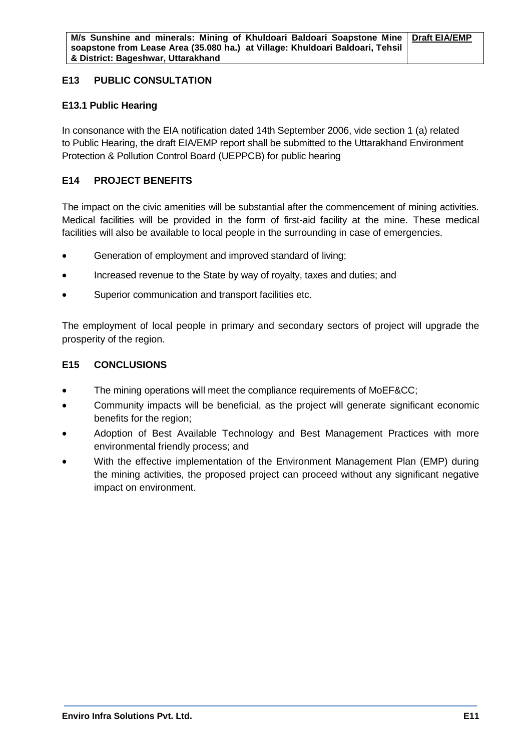## E13 PUBLIC CONSULTATION

### E13.1 Public Hearing

In consonance with the EIA notification dated 14th September 2006, vide section 1 (a) related to Public Hearing, the draft EIA/EMP report shall be submitted to the Uttarakhand Environment Protection & Pollution Control Board (UEPPCB) for public hearing

## E14 PROJECT BENEFITS

The impact on the civic amenities will be substantial after the commencement of mining activities. Medical facilities will be provided in the form of first-aid facility at the mine. These medical facilities will also be available to local people in the surrounding in case of emergencies.

- Generation of employment and improved standard of living;
- Increased revenue to the State by way of royalty, taxes and duties; and
- Superior communication and transport facilities etc.

The employment of local people in primary and secondary sectors of project will upgrade the prosperity of the region.

## E15 CONCLUSIONS

- The mining operations will meet the compliance requirements of MoEF&CC;
- Community impacts will be beneficial, as the project will generate significant economic benefits for the region;
- Adoption of Best Available Technology and Best Management Practices with more environmental friendly process; and
- With the effective implementation of the Environment Management Plan (EMP) during the mining activities, the proposed project can proceed without any significant negative impact on environment.